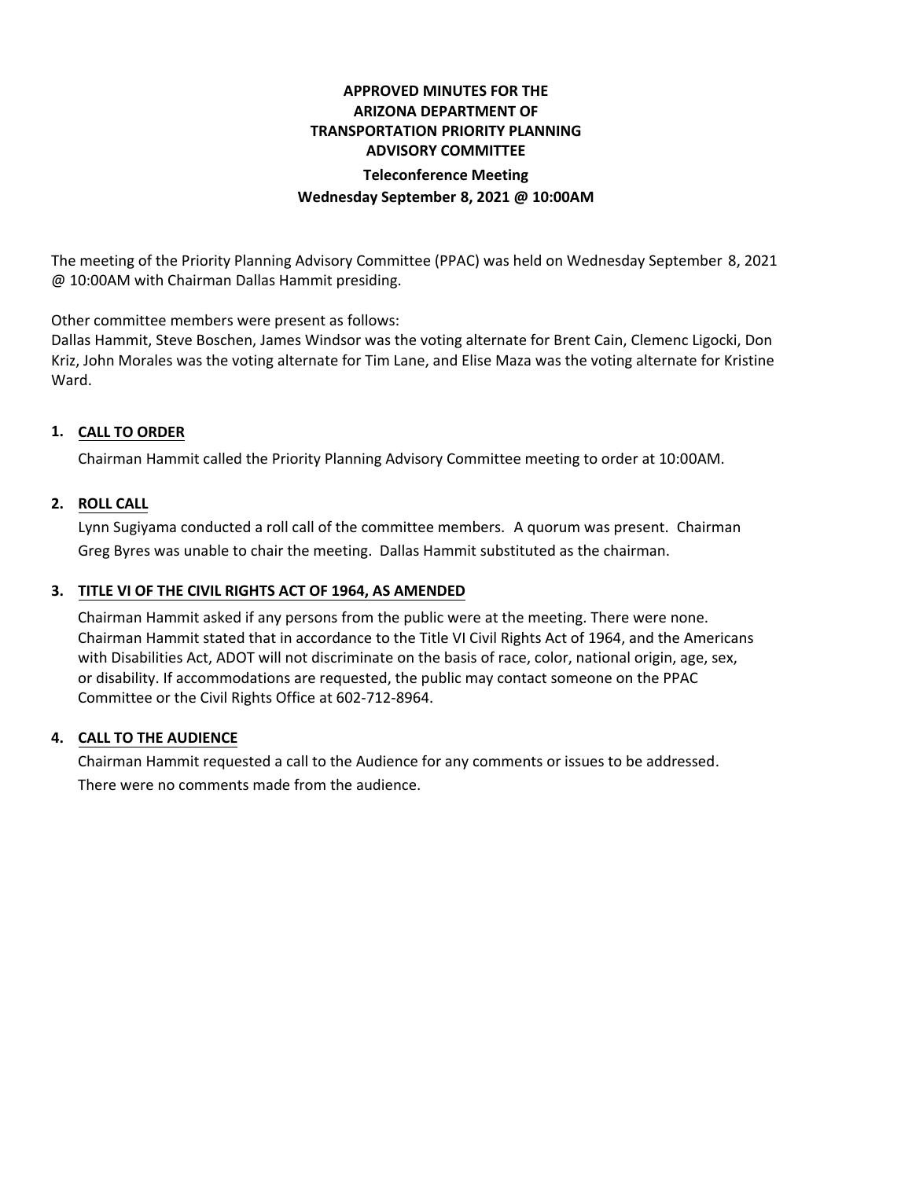# APPROVED MINUTES FOR THE ARIZONA DEPARTMENT OF TRANSPORTATION PRIORITY PLANNING ADVISORY COMMITTEE

## Teleconference Meeting

## Wednesday September 8, 2021 @ 10:00AM

The meeting of the Priority Planning Advisory Committee (PPAC) was held on Wednesday September 8, 2021 @ 10:00AM with Chairman Dallas Hammit presiding.

Other committee members were present as follows:
Dallas Hammit, Steve Boschen, James Windsor was the voting alternate for Brent Cain, Clemenc Ligocki, Don Kriz, John Morales was the voting alternate for Tim Lane, and Elise Maza was the voting alternate for Kristine Ward.

### 1. CALL TO ORDER

Chairman Hammit called the Priority Planning Advisory Committee meeting to order at 10:00AM.

### 2. ROLL CALL

Lynn Sugiyama conducted a roll call of the committee members. A quorum was present. Chairman Greg Byres was unable to chair the meeting. Dallas Hammit substituted as the chairman.

### 3. TITLE VI OF THE CIVIL RIGHTS ACT OF 1964, AS AMENDED

Chairman Hammit asked if any persons from the public were at the meeting. There were none. Chairman Hammit stated that in accordance to the Title VI Civil Rights Act of 1964, and the Americans with Disabilities Act, ADOT will not discriminate on the basis of race, color, national origin, age, sex, or disability. If accommodations are requested, the public may contact someone on the PPAC Committee or the Civil Rights Office at 602-712-8964.

### 4. CALL TO THE AUDIENCE

Chairman Hammit requested a call to the Audience for any comments or issues to be addressed. There were no comments made from the audience.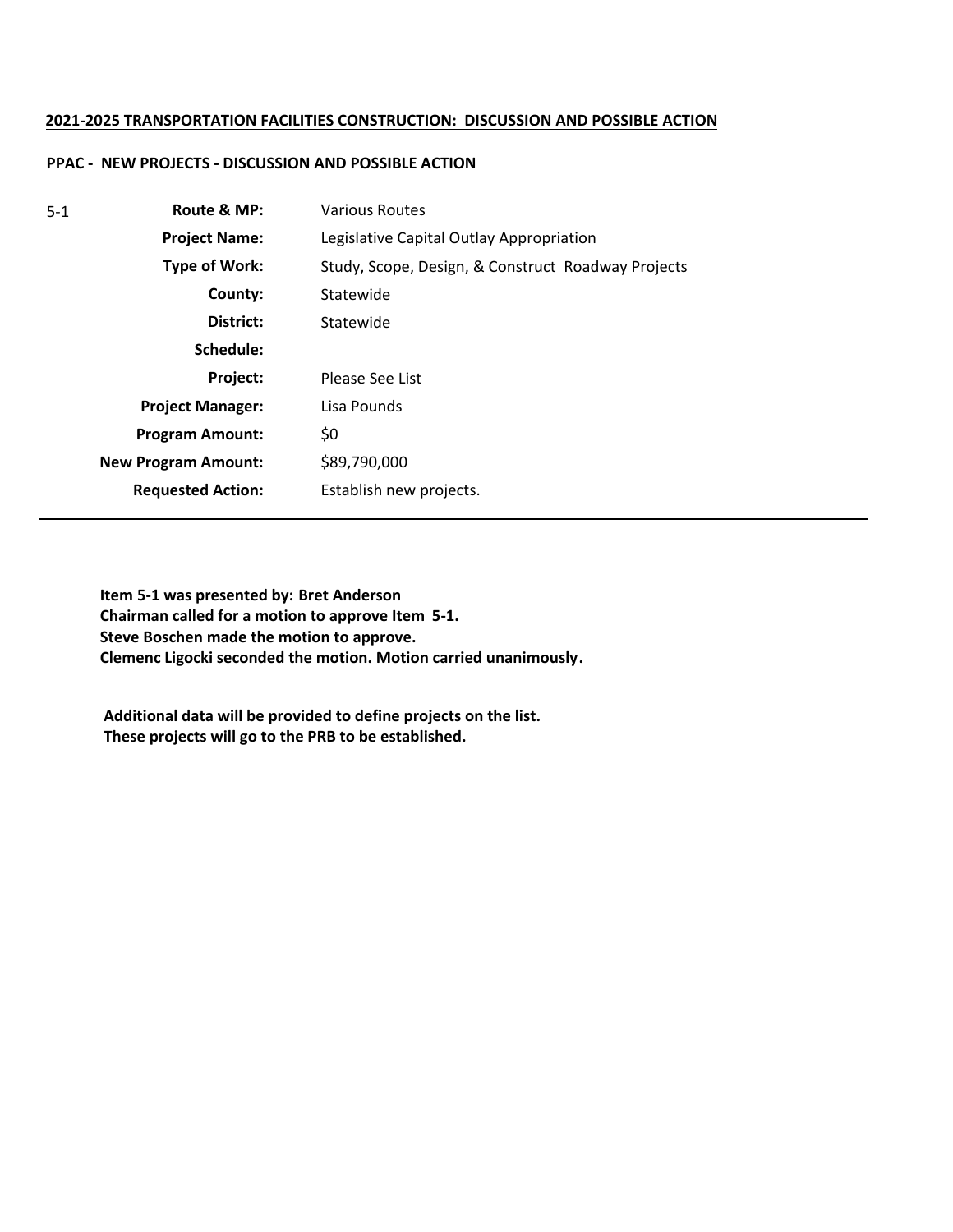**2021-2025 TRANSPORTATION FACILITIES CONSTRUCTION: DISCUSSION AND POSSIBLE ACTION**

**PPAC - NEW PROJECTS - DISCUSSION AND POSSIBLE ACTION**

| 5-1 | | |
|---|---|---|
| | **Route & MP:** | Various Routes |
| | **Project Name:** | Legislative Capital Outlay Appropriation |
| | **Type of Work:** | Study, Scope, Design, & Construct Roadway Projects |
| | **County:** | Statewide |
| | **District:** | Statewide |
| | **Schedule:** | |
| | **Project:** | Please See List |
| | **Project Manager:** | Lisa Pounds |
| | **Program Amount:** | $0 |
| | **New Program Amount:** | $89,790,000 |
| | **Requested Action:** | Establish new projects. |

---

**Item 5-1 was presented by: Bret Anderson**
**Chairman called for a motion to approve Item 5-1.**
**Steve Boschen made the motion to approve.**
**Clemenc Ligocki seconded the motion. Motion carried unanimously.**

**Additional data will be provided to define projects on the list.**
**These projects will go to the PRB to be established.**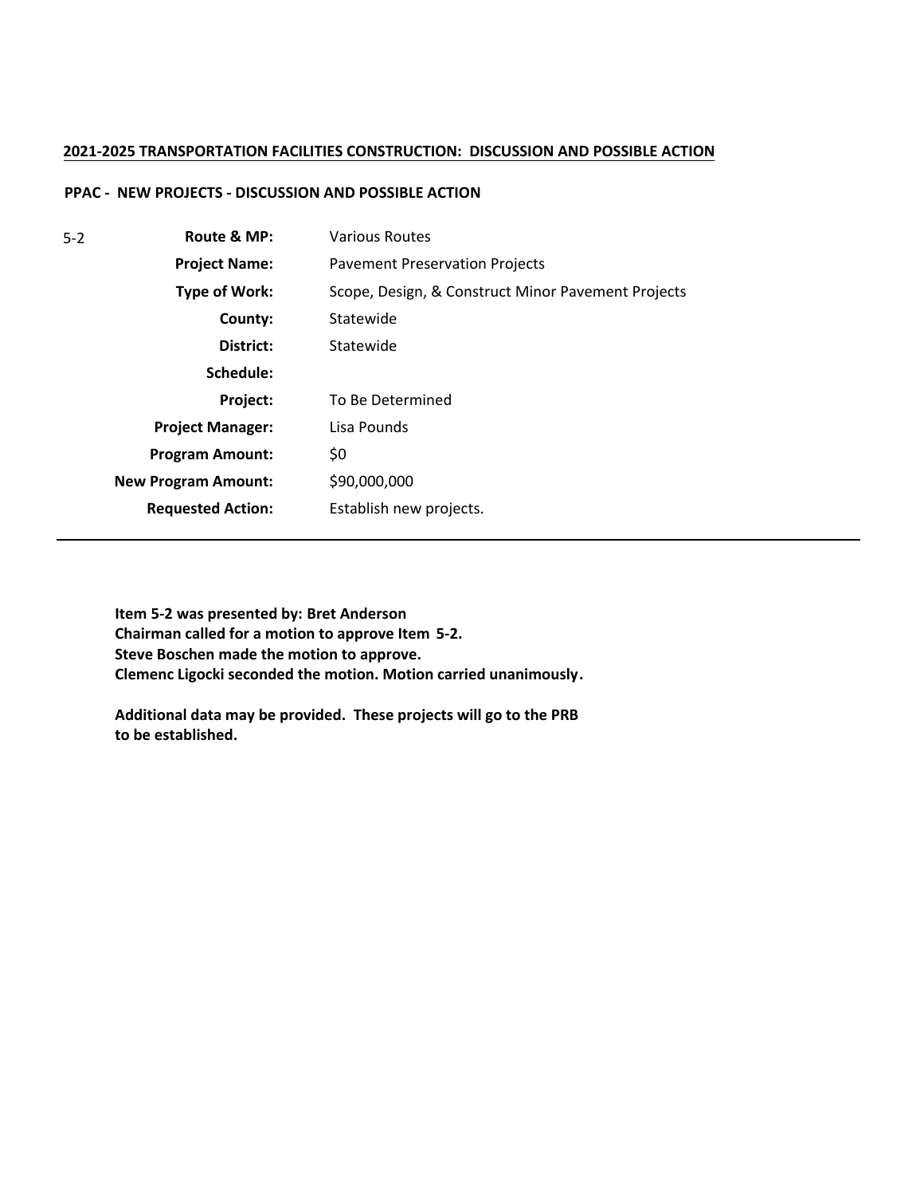**2021-2025 TRANSPORTATION FACILITIES CONSTRUCTION: DISCUSSION AND POSSIBLE ACTION**

**PPAC - NEW PROJECTS - DISCUSSION AND POSSIBLE ACTION**

5-2

| | |
|---|---|
| **Route & MP:** | Various Routes |
| **Project Name:** | Pavement Preservation Projects |
| **Type of Work:** | Scope, Design, & Construct Minor Pavement Projects |
| **County:** | Statewide |
| **District:** | Statewide |
| **Schedule:** | |
| **Project:** | To Be Determined |
| **Project Manager:** | Lisa Pounds |
| **Program Amount:** | $0 |
| **New Program Amount:** | $90,000,000 |
| **Requested Action:** | Establish new projects. |

---

**Item 5-2 was presented by: Bret Anderson**
**Chairman called for a motion to approve Item 5-2.**
**Steve Boschen made the motion to approve.**
**Clemenc Ligocki seconded the motion. Motion carried unanimously.**

**Additional data may be provided. These projects will go to the PRB to be established.**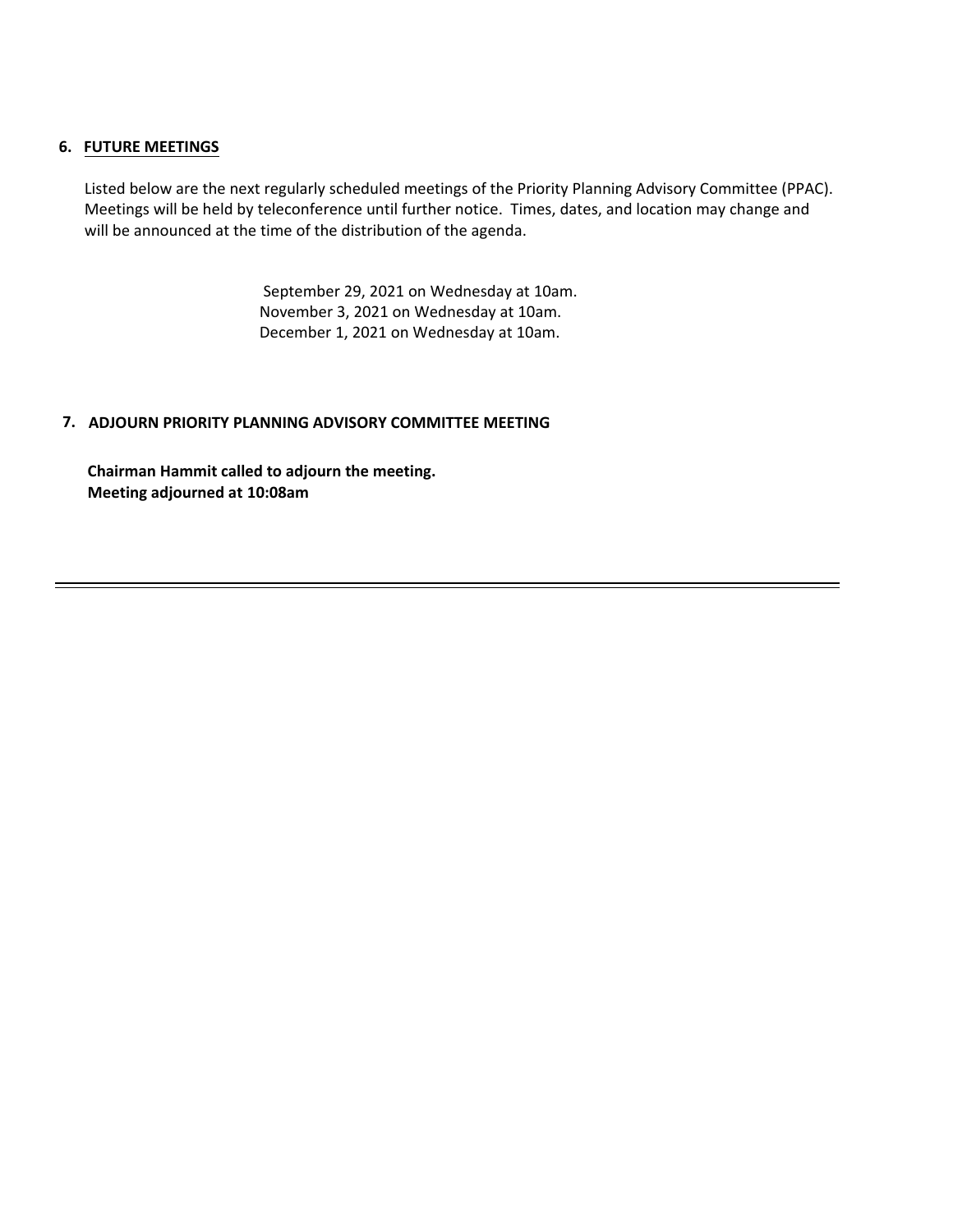## 6. FUTURE MEETINGS

Listed below are the next regularly scheduled meetings of the Priority Planning Advisory Committee (PPAC). Meetings will be held by teleconference until further notice. Times, dates, and location may change and will be announced at the time of the distribution of the agenda.

September 29, 2021 on Wednesday at 10am.
November 3, 2021 on Wednesday at 10am.
December 1, 2021 on Wednesday at 10am.

## 7. ADJOURN PRIORITY PLANNING ADVISORY COMMITTEE MEETING

**Chairman Hammit called to adjourn the meeting.**
**Meeting adjourned at 10:08am**